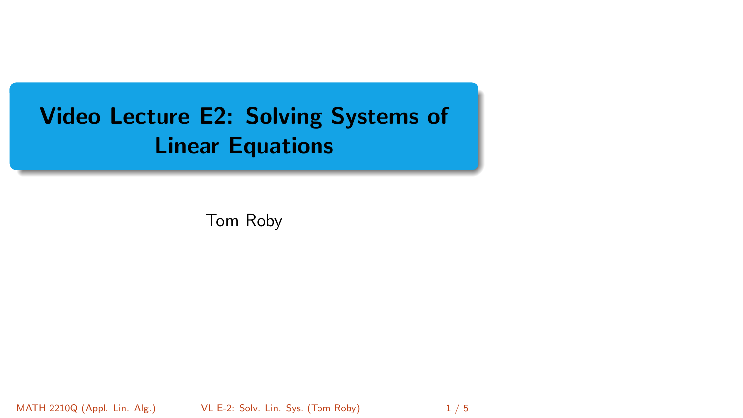# Video Lecture E2: Solving Systems of Linear Equations

Tom Roby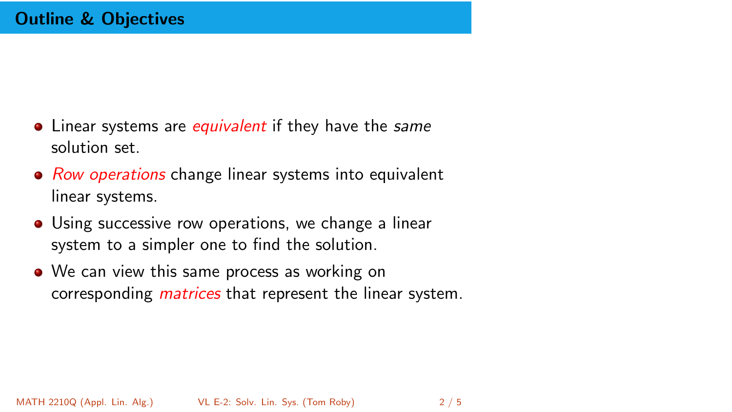## Outline & Objectives

- Linear systems are *equivalent* if they have the *same* solution set.
- *Row operations* change linear systems into equivalent linear systems.
- Using successive row operations, we change a linear system to a simpler one to find the solution.
- We can view this same process as working on corresponding *matrices* that represent the linear system.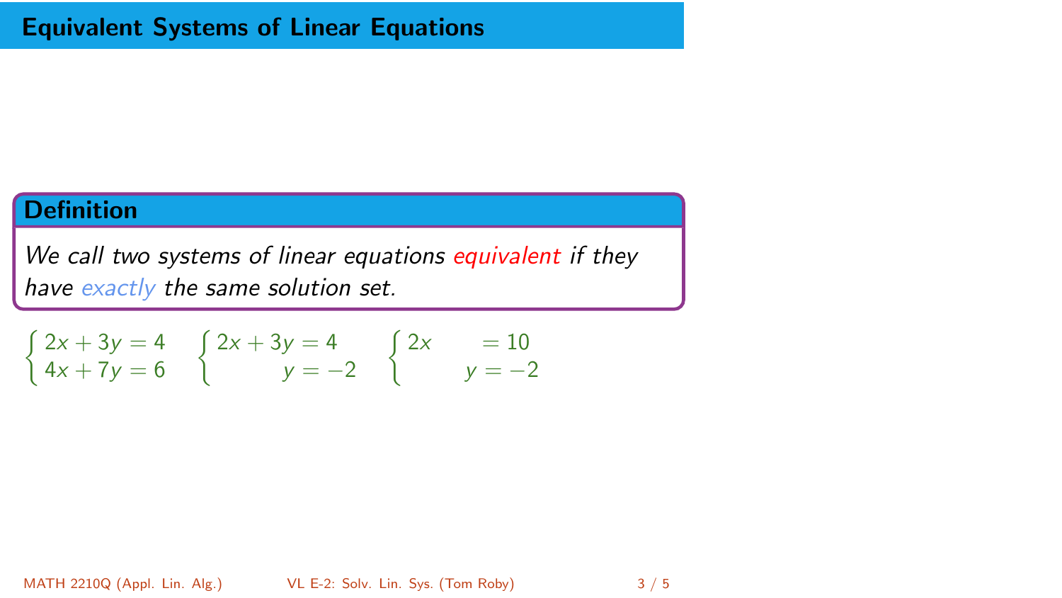# Equivalent Systems of Linear Equations

**Definition**

*We call two systems of linear equations equivalent if they have exactly the same solution set.*

$$\begin{cases} 2x + 3y = 4 \\ 4x + 7y = 6 \end{cases} \quad \begin{cases} 2x + 3y = 4 \\ \phantom{2x + 3}y = -2 \end{cases} \quad \begin{cases} 2x \phantom{+ 3y} = 10 \\ \phantom{2x + 3}y = -2 \end{cases}$$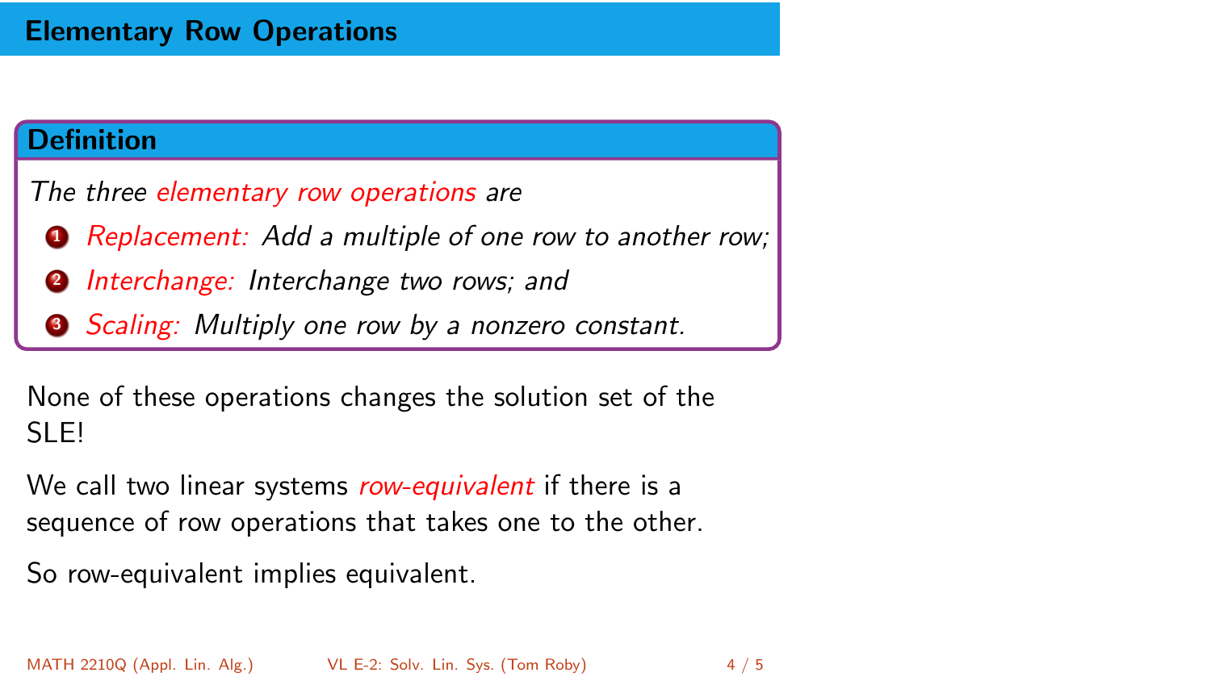## Elementary Row Operations

**Definition**

*The three elementary row operations are*

1. *Replacement: Add a multiple of one row to another row;*
2. *Interchange: Interchange two rows; and*
3. *Scaling: Multiply one row by a nonzero constant.*

None of these operations changes the solution set of the SLE!

We call two linear systems *row-equivalent* if there is a sequence of row operations that takes one to the other.

So row-equivalent implies equivalent.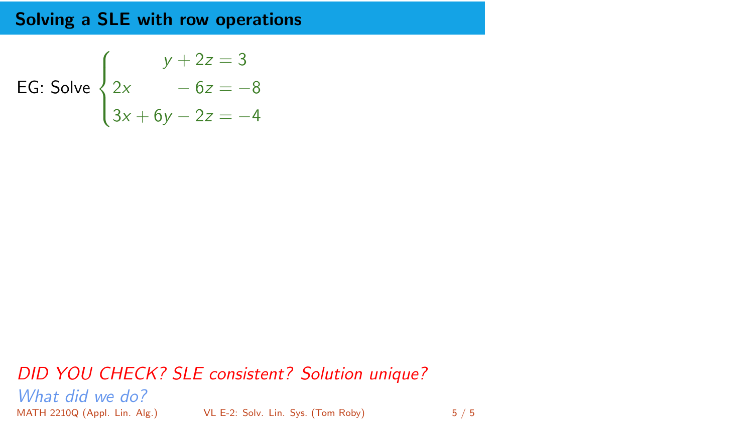## Solving a SLE with row operations

EG: Solve $\begin{cases} \quad\quad\;\; y + 2z = 3 \\ 2x \quad\quad - 6z = -8 \\ 3x + 6y - 2z = -4 \end{cases}$

*DID YOU CHECK? SLE consistent? Solution unique?*

*What did we do?*